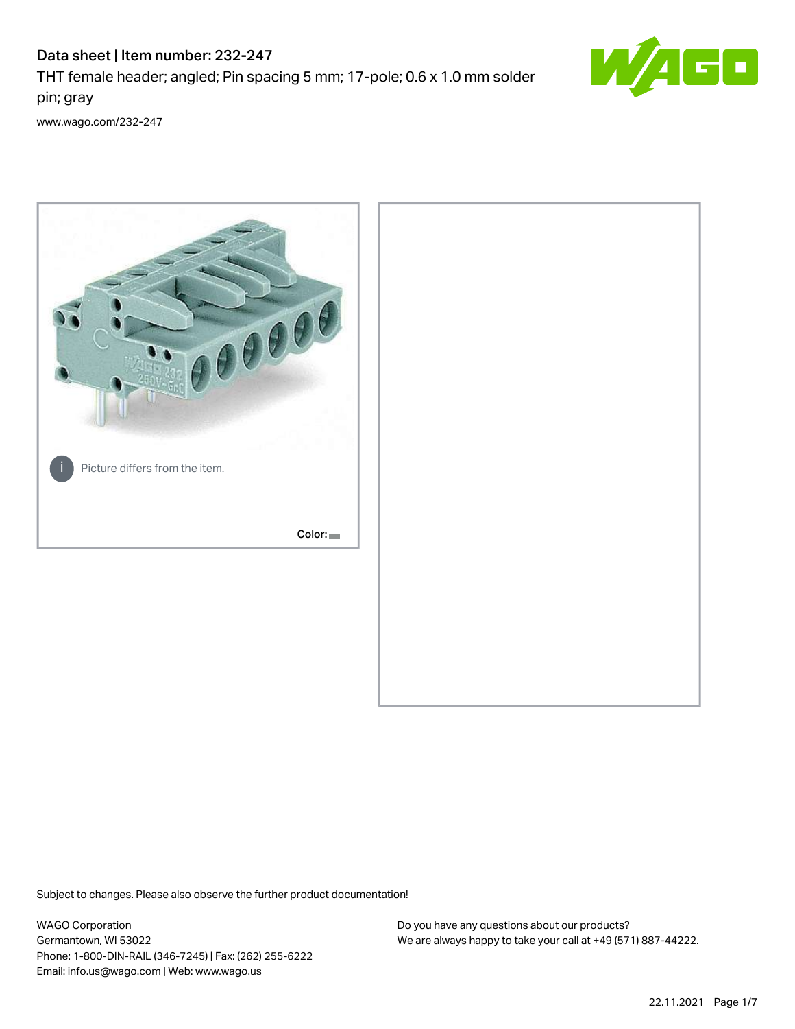# Data sheet | Item number: 232-247

THT female header; angled; Pin spacing 5 mm; 17-pole; 0.6 x 1.0 mm solder pin; gray

www.wago.com/232-247

Picture differs from the item.

Color:

Subject to changes. Please also observe the further product documentation!

WAGO Corporation
Germantown, WI 53022
Phone: 1-800-DIN-RAIL (346-7245) | Fax: (262) 255-6222
Email: info.us@wago.com | Web: www.wago.us

Do you have any questions about our products?
We are always happy to take your call at +49 (571) 887-44222.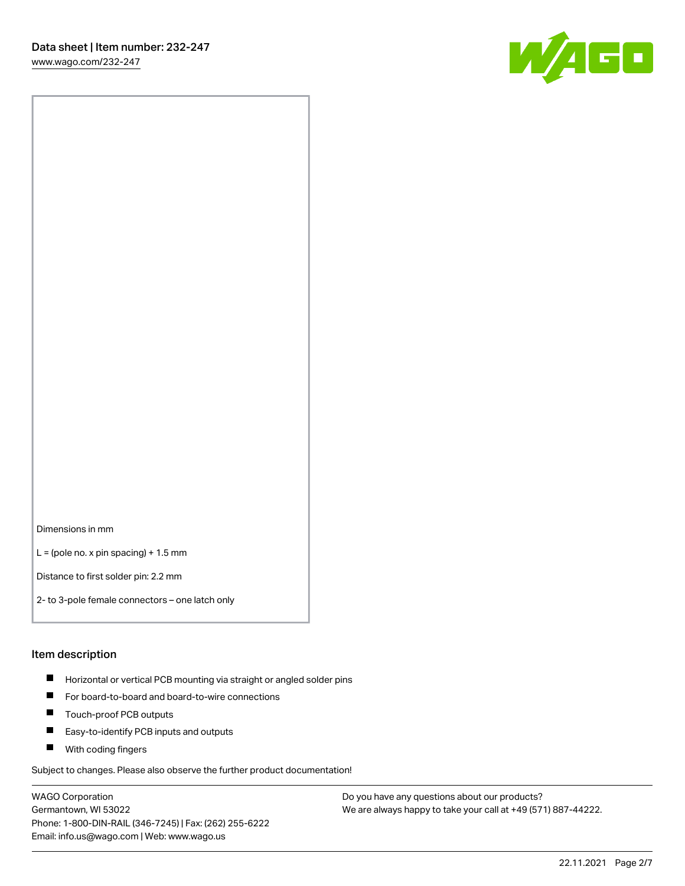Dimensions in mm

L = (pole no. x pin spacing) + 1.5 mm

Distance to first solder pin: 2.2 mm

2- to 3-pole female connectors – one latch only

## Item description

- Horizontal or vertical PCB mounting via straight or angled solder pins
- For board-to-board and board-to-wire connections
- Touch-proof PCB outputs
- Easy-to-identify PCB inputs and outputs
- With coding fingers

Subject to changes. Please also observe the further product documentation!

WAGO Corporation
Germantown, WI 53022
Phone: 1-800-DIN-RAIL (346-7245) | Fax: (262) 255-6222
Email: info.us@wago.com | Web: www.wago.us

Do you have any questions about our products?
We are always happy to take your call at +49 (571) 887-44222.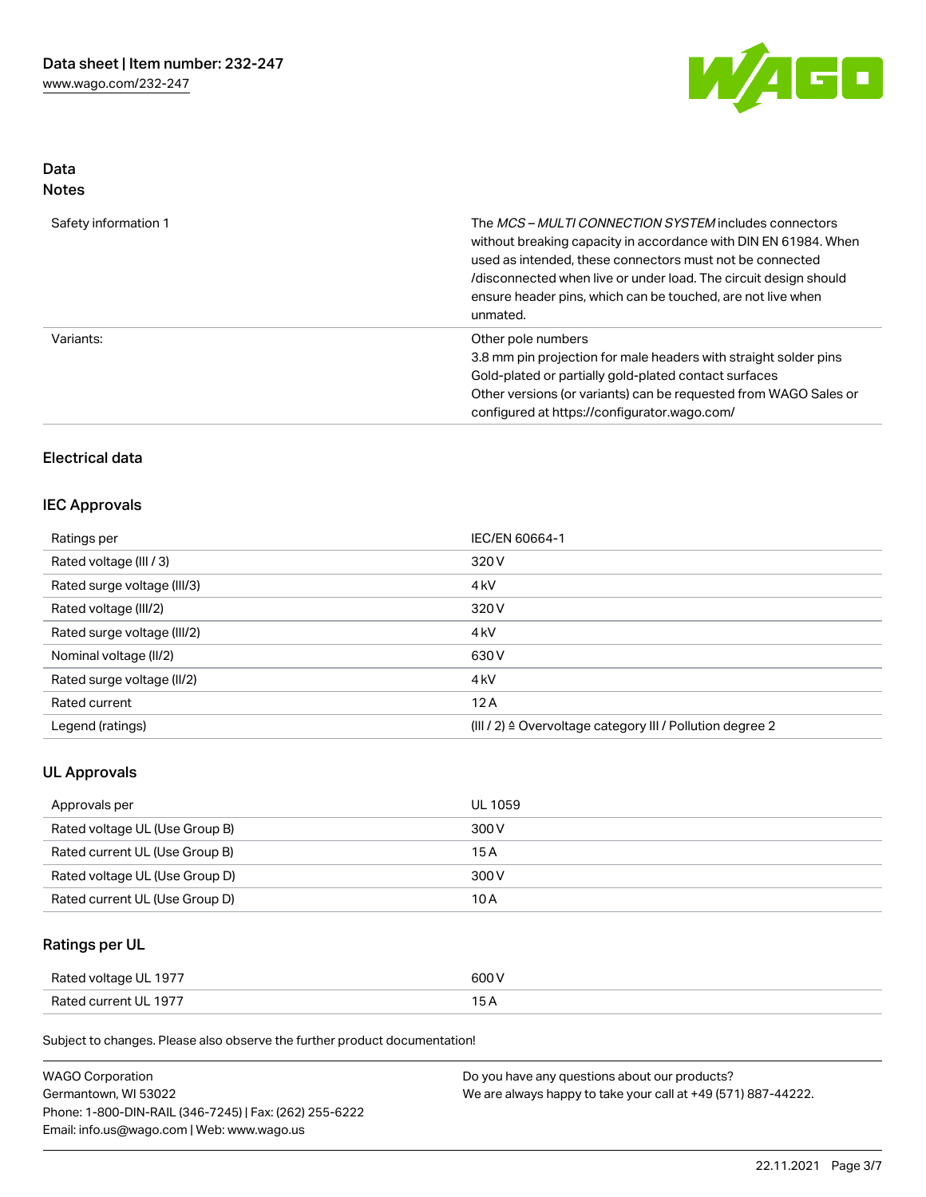## Data
### Notes

| | |
|---|---|
| Safety information 1 | The *MCS – MULTI CONNECTION SYSTEM* includes connectors without breaking capacity in accordance with DIN EN 61984. When used as intended, these connectors must not be connected /disconnected when live or under load. The circuit design should ensure header pins, which can be touched, are not live when unmated. |
| Variants: | Other pole numbers<br>3.8 mm pin projection for male headers with straight solder pins<br>Gold-plated or partially gold-plated contact surfaces<br>Other versions (or variants) can be requested from WAGO Sales or configured at https://configurator.wago.com/ |

## Electrical data

### IEC Approvals

| | |
|---|---|
| Ratings per | IEC/EN 60664-1 |
| Rated voltage (III / 3) | 320 V |
| Rated surge voltage (III/3) | 4 kV |
| Rated voltage (III/2) | 320 V |
| Rated surge voltage (III/2) | 4 kV |
| Nominal voltage (II/2) | 630 V |
| Rated surge voltage (II/2) | 4 kV |
| Rated current | 12 A |
| Legend (ratings) | (III / 2) ≙ Overvoltage category III / Pollution degree 2 |

### UL Approvals

| | |
|---|---|
| Approvals per | UL 1059 |
| Rated voltage UL (Use Group B) | 300 V |
| Rated current UL (Use Group B) | 15 A |
| Rated voltage UL (Use Group D) | 300 V |
| Rated current UL (Use Group D) | 10 A |

### Ratings per UL

| | |
|---|---|
| Rated voltage UL 1977 | 600 V |
| Rated current UL 1977 | 15 A |

Subject to changes. Please also observe the further product documentation!

WAGO Corporation
Germantown, WI 53022
Phone: 1-800-DIN-RAIL (346-7245) | Fax: (262) 255-6222
Email: info.us@wago.com | Web: www.wago.us

Do you have any questions about our products?
We are always happy to take your call at +49 (571) 887-44222.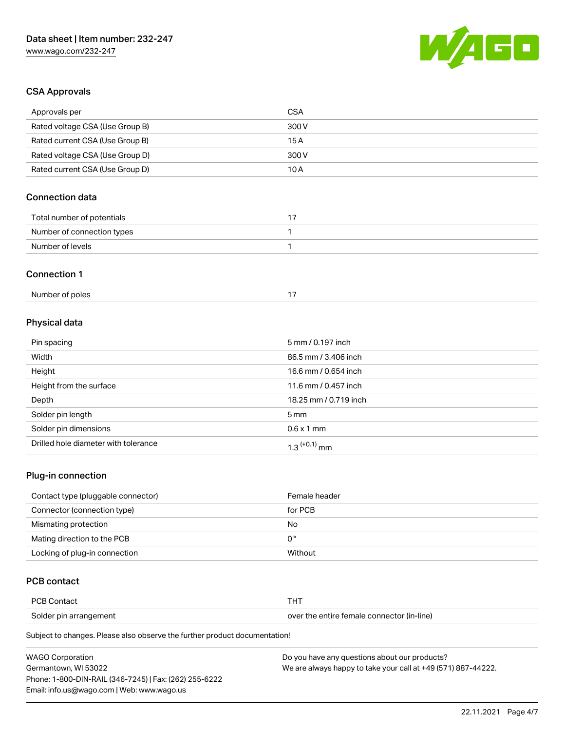## CSA Approvals

| Approvals per | CSA |
| --- | --- |
| Rated voltage CSA (Use Group B) | 300 V |
| Rated current CSA (Use Group B) | 15 A |
| Rated voltage CSA (Use Group D) | 300 V |
| Rated current CSA (Use Group D) | 10 A |

## Connection data

| | |
| --- | --- |
| Total number of potentials | 17 |
| Number of connection types | 1 |
| Number of levels | 1 |

## Connection 1

| | |
| --- | --- |
| Number of poles | 17 |

## Physical data

| | |
| --- | --- |
| Pin spacing | 5 mm / 0.197 inch |
| Width | 86.5 mm / 3.406 inch |
| Height | 16.6 mm / 0.654 inch |
| Height from the surface | 11.6 mm / 0.457 inch |
| Depth | 18.25 mm / 0.719 inch |
| Solder pin length | 5 mm |
| Solder pin dimensions | 0.6 x 1 mm |
| Drilled hole diameter with tolerance | $1.3^{(+0.1)}$ mm |

## Plug-in connection

| | |
| --- | --- |
| Contact type (pluggable connector) | Female header |
| Connector (connection type) | for PCB |
| Mismating protection | No |
| Mating direction to the PCB | 0 ° |
| Locking of plug-in connection | Without |

## PCB contact

| | |
| --- | --- |
| PCB Contact | THT |
| Solder pin arrangement | over the entire female connector (in-line) |

Subject to changes. Please also observe the further product documentation!

WAGO Corporation
Germantown, WI 53022
Phone: 1-800-DIN-RAIL (346-7245) | Fax: (262) 255-6222
Email: info.us@wago.com | Web: www.wago.us

Do you have any questions about our products?
We are always happy to take your call at +49 (571) 887-44222.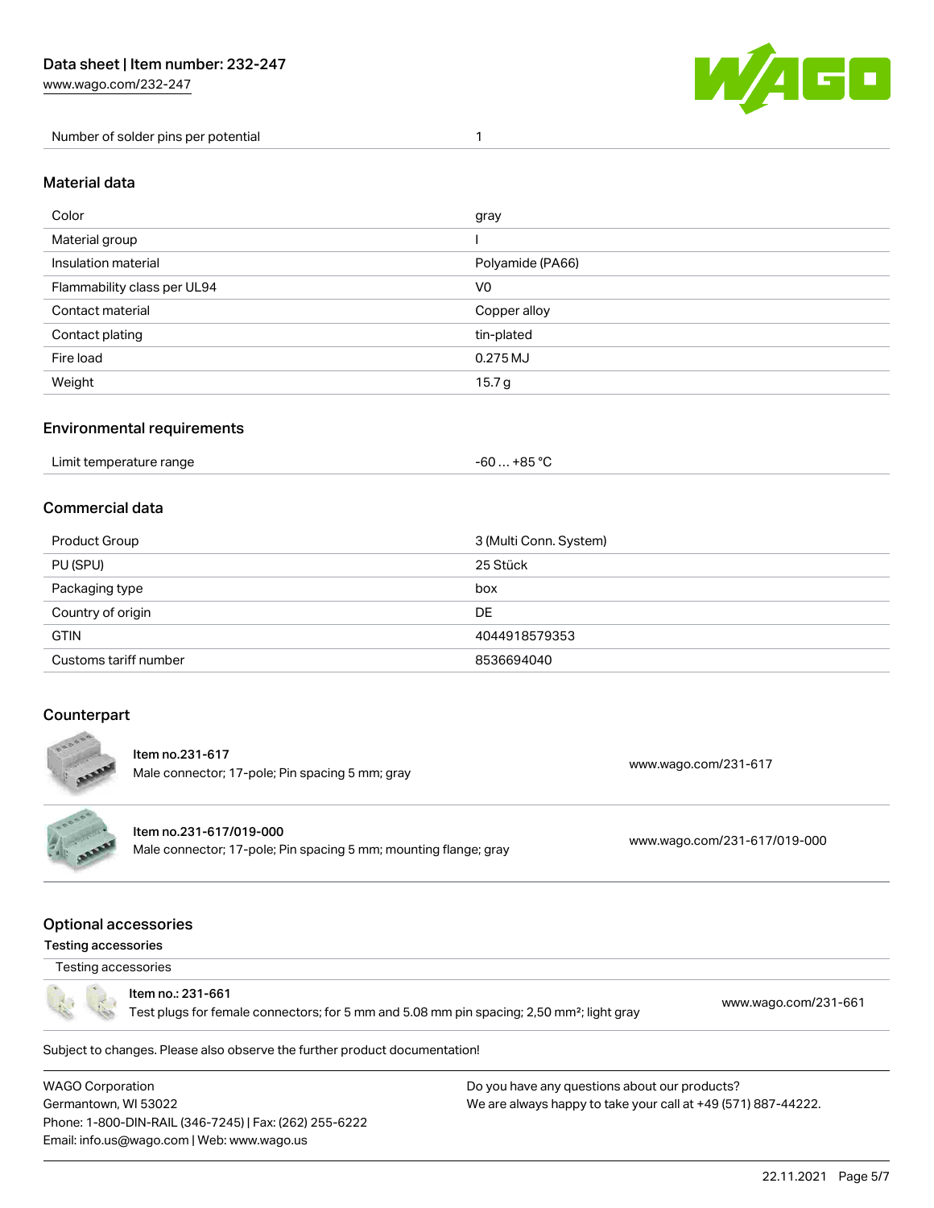| Number of solder pins per potential | 1 |
| --- | --- |

## Material data

| Color | gray |
| --- | --- |
| Material group | I |
| Insulation material | Polyamide (PA66) |
| Flammability class per UL94 | V0 |
| Contact material | Copper alloy |
| Contact plating | tin-plated |
| Fire load | 0.275 MJ |
| Weight | 15.7 g |

## Environmental requirements

| Limit temperature range | -60 … +85 °C |
| --- | --- |

## Commercial data

| Product Group | 3 (Multi Conn. System) |
| --- | --- |
| PU (SPU) | 25 Stück |
| Packaging type | box |
| Country of origin | DE |
| GTIN | 4044918579353 |
| Customs tariff number | 8536694040 |

## Counterpart

| Item | Description | Link |
| --- | --- | --- |
| Item no.231-617 | Male connector; 17-pole; Pin spacing 5 mm; gray | www.wago.com/231-617 |
| Item no.231-617/019-000 | Male connector; 17-pole; Pin spacing 5 mm; mounting flange; gray | www.wago.com/231-617/019-000 |

## Optional accessories

### Testing accessories

Testing accessories

| Item | Description | Link |
| --- | --- | --- |
| Item no.: 231-661 | Test plugs for female connectors; for 5 mm and 5.08 mm pin spacing; 2,50 mm²; light gray | www.wago.com/231-661 |

Subject to changes. Please also observe the further product documentation!

WAGO Corporation
Germantown, WI 53022
Phone: 1-800-DIN-RAIL (346-7245) | Fax: (262) 255-6222
Email: info.us@wago.com | Web: www.wago.us

Do you have any questions about our products?
We are always happy to take your call at +49 (571) 887-44222.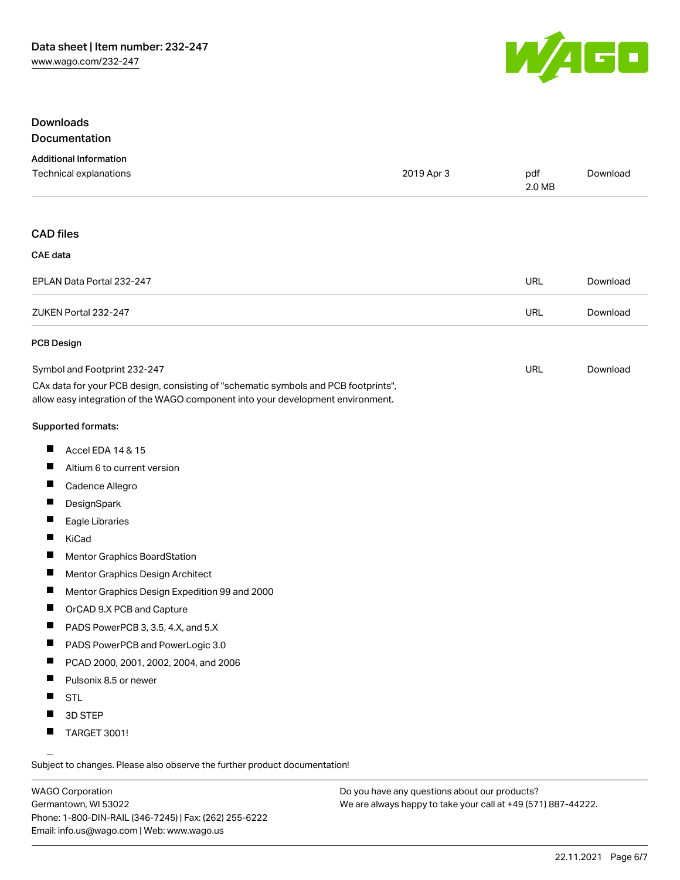## Downloads

### Documentation

**Additional Information**

| | | | |
|---|---|---|---|
| Technical explanations | 2019 Apr 3 | pdf 2.0 MB | Download |

### CAD files

**CAE data**

| | | |
|---|---|---|
| EPLAN Data Portal 232-247 | URL | Download |
| ZUKEN Portal 232-247 | URL | Download |

**PCB Design**

| | | |
|---|---|---|
| Symbol and Footprint 232-247 | URL | Download |

CAx data for your PCB design, consisting of "schematic symbols and PCB footprints", allow easy integration of the WAGO component into your development environment.

Supported formats:

- Accel EDA 14 & 15
- Altium 6 to current version
- Cadence Allegro
- DesignSpark
- Eagle Libraries
- KiCad
- Mentor Graphics BoardStation
- Mentor Graphics Design Architect
- Mentor Graphics Design Expedition 99 and 2000
- OrCAD 9.X PCB and Capture
- PADS PowerPCB 3, 3.5, 4.X, and 5.X
- PADS PowerPCB and PowerLogic 3.0
- PCAD 2000, 2001, 2002, 2004, and 2006
- Pulsonix 8.5 or newer
- STL
- 3D STEP
- TARGET 3001!

Subject to changes. Please also observe the further product documentation!

WAGO Corporation
Germantown, WI 53022
Phone: 1-800-DIN-RAIL (346-7245) | Fax: (262) 255-6222
Email: info.us@wago.com | Web: www.wago.us

Do you have any questions about our products?
We are always happy to take your call at +49 (571) 887-44222.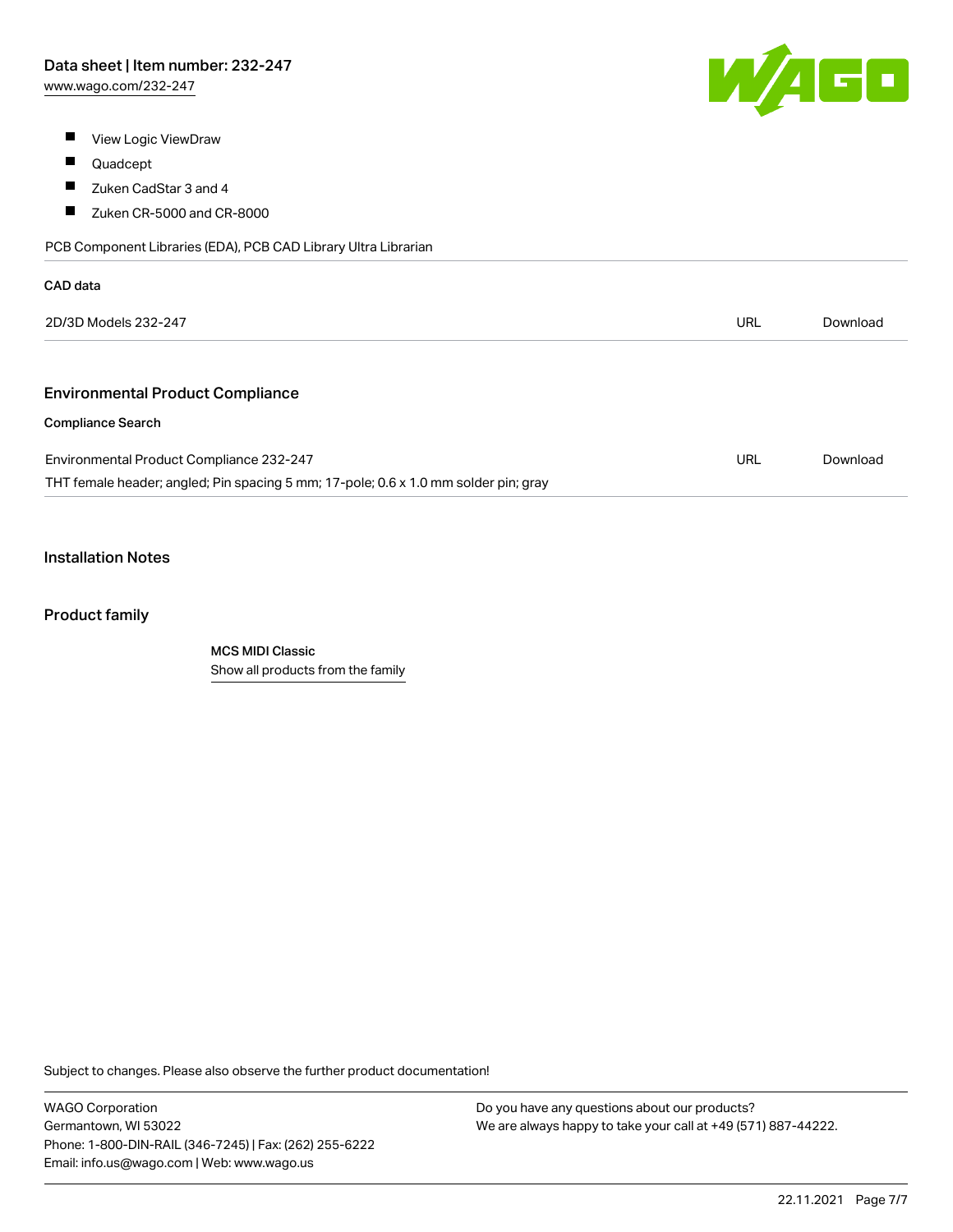- View Logic ViewDraw
- Quadcept
- Zuken CadStar 3 and 4
- Zuken CR-5000 and CR-8000

PCB Component Libraries (EDA), PCB CAD Library Ultra Librarian

**CAD data**

| | | |
|---|---|---|
| 2D/3D Models 232-247 | URL | Download |

## Environmental Product Compliance

**Compliance Search**

| | | |
|---|---|---|
| Environmental Product Compliance 232-247<br>THT female header; angled; Pin spacing 5 mm; 17-pole; 0.6 x 1.0 mm solder pin; gray | URL | Download |

## Installation Notes

## Product family

**MCS MIDI Classic**
Show all products from the family

Subject to changes. Please also observe the further product documentation!

WAGO Corporation
Germantown, WI 53022
Phone: 1-800-DIN-RAIL (346-7245) | Fax: (262) 255-6222
Email: info.us@wago.com | Web: www.wago.us

Do you have any questions about our products?
We are always happy to take your call at +49 (571) 887-44222.

22.11.2021